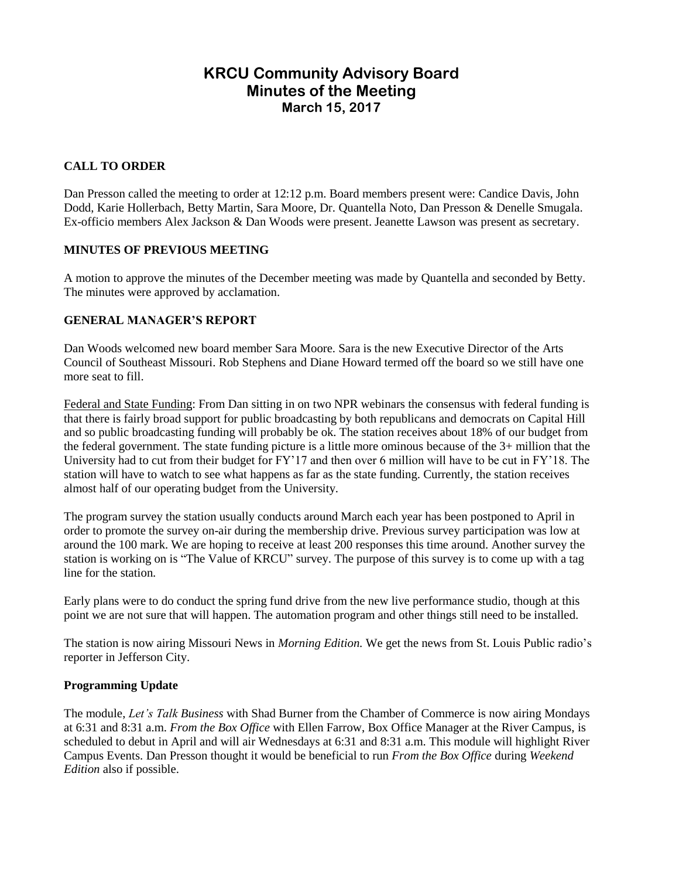# KRCU Community Advisory Board
## Minutes of the Meeting
### March 15, 2017

**CALL TO ORDER**

Dan Presson called the meeting to order at 12:12 p.m. Board members present were: Candice Davis, John Dodd, Karie Hollerbach, Betty Martin, Sara Moore, Dr. Quantella Noto, Dan Presson & Denelle Smugala. Ex-officio members Alex Jackson & Dan Woods were present. Jeanette Lawson was present as secretary.

**MINUTES OF PREVIOUS MEETING**

A motion to approve the minutes of the December meeting was made by Quantella and seconded by Betty. The minutes were approved by acclamation.

**GENERAL MANAGER'S REPORT**

Dan Woods welcomed new board member Sara Moore. Sara is the new Executive Director of the Arts Council of Southeast Missouri. Rob Stephens and Diane Howard termed off the board so we still have one more seat to fill.

Federal and State Funding: From Dan sitting in on two NPR webinars the consensus with federal funding is that there is fairly broad support for public broadcasting by both republicans and democrats on Capital Hill and so public broadcasting funding will probably be ok. The station receives about 18% of our budget from the federal government. The state funding picture is a little more ominous because of the 3+ million that the University had to cut from their budget for FY'17 and then over 6 million will have to be cut in FY'18. The station will have to watch to see what happens as far as the state funding. Currently, the station receives almost half of our operating budget from the University.

The program survey the station usually conducts around March each year has been postponed to April in order to promote the survey on-air during the membership drive. Previous survey participation was low at around the 100 mark. We are hoping to receive at least 200 responses this time around. Another survey the station is working on is "The Value of KRCU" survey. The purpose of this survey is to come up with a tag line for the station.

Early plans were to do conduct the spring fund drive from the new live performance studio, though at this point we are not sure that will happen. The automation program and other things still need to be installed.

The station is now airing Missouri News in *Morning Edition.* We get the news from St. Louis Public radio's reporter in Jefferson City.

**Programming Update**

The module, *Let's Talk Business* with Shad Burner from the Chamber of Commerce is now airing Mondays at 6:31 and 8:31 a.m. *From the Box Office* with Ellen Farrow, Box Office Manager at the River Campus, is scheduled to debut in April and will air Wednesdays at 6:31 and 8:31 a.m. This module will highlight River Campus Events. Dan Presson thought it would be beneficial to run *From the Box Office* during *Weekend Edition* also if possible.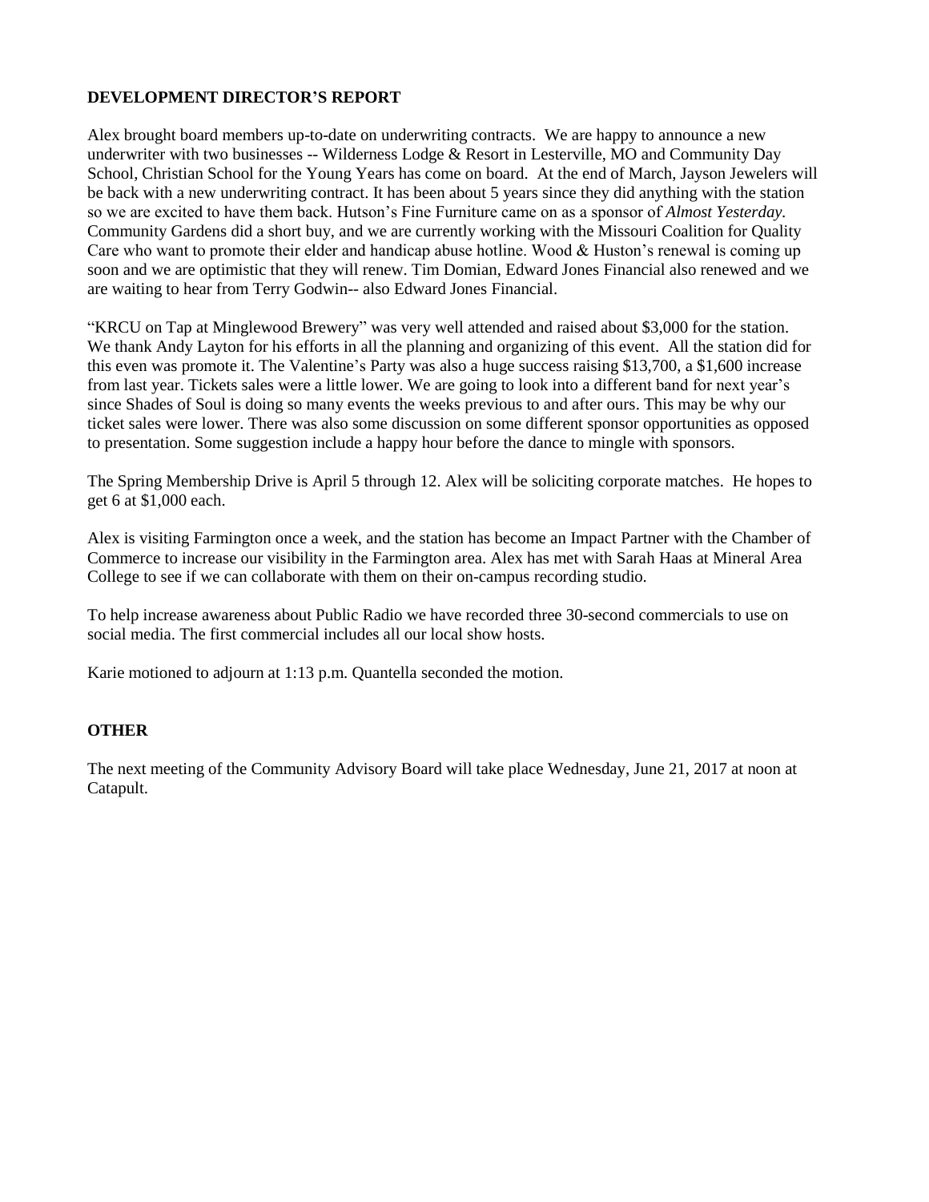**DEVELOPMENT DIRECTOR'S REPORT**

Alex brought board members up-to-date on underwriting contracts. We are happy to announce a new underwriter with two businesses -- Wilderness Lodge & Resort in Lesterville, MO and Community Day School, Christian School for the Young Years has come on board. At the end of March, Jayson Jewelers will be back with a new underwriting contract. It has been about 5 years since they did anything with the station so we are excited to have them back. Hutson's Fine Furniture came on as a sponsor of *Almost Yesterday.* Community Gardens did a short buy, and we are currently working with the Missouri Coalition for Quality Care who want to promote their elder and handicap abuse hotline. Wood & Huston's renewal is coming up soon and we are optimistic that they will renew. Tim Domian, Edward Jones Financial also renewed and we are waiting to hear from Terry Godwin-- also Edward Jones Financial.

"KRCU on Tap at Minglewood Brewery" was very well attended and raised about $3,000 for the station. We thank Andy Layton for his efforts in all the planning and organizing of this event. All the station did for this even was promote it. The Valentine's Party was also a huge success raising $13,700, a $1,600 increase from last year. Tickets sales were a little lower. We are going to look into a different band for next year's since Shades of Soul is doing so many events the weeks previous to and after ours. This may be why our ticket sales were lower. There was also some discussion on some different sponsor opportunities as opposed to presentation. Some suggestion include a happy hour before the dance to mingle with sponsors.

The Spring Membership Drive is April 5 through 12. Alex will be soliciting corporate matches. He hopes to get 6 at $1,000 each.

Alex is visiting Farmington once a week, and the station has become an Impact Partner with the Chamber of Commerce to increase our visibility in the Farmington area. Alex has met with Sarah Haas at Mineral Area College to see if we can collaborate with them on their on-campus recording studio.

To help increase awareness about Public Radio we have recorded three 30-second commercials to use on social media. The first commercial includes all our local show hosts.

Karie motioned to adjourn at 1:13 p.m. Quantella seconded the motion.

**OTHER**

The next meeting of the Community Advisory Board will take place Wednesday, June 21, 2017 at noon at Catapult.